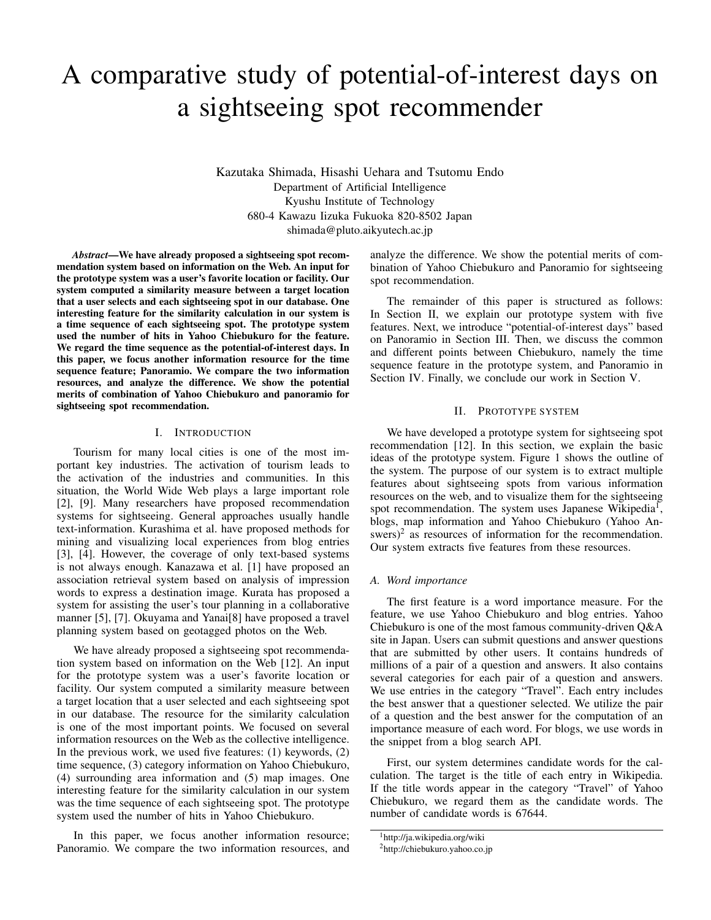# A comparative study of potential-of-interest days on a sightseeing spot recommender

Kazutaka Shimada, Hisashi Uehara and Tsutomu Endo
Department of Artificial Intelligence
Kyushu Institute of Technology
680-4 Kawazu Iizuka Fukuoka 820-8502 Japan
shimada@pluto.aikyutech.ac.jp

***Abstract*—We have already proposed a sightseeing spot recommendation system based on information on the Web. An input for the prototype system was a user's favorite location or facility. Our system computed a similarity measure between a target location that a user selects and each sightseeing spot in our database. One interesting feature for the similarity calculation in our system is a time sequence of each sightseeing spot. The prototype system used the number of hits in Yahoo Chiebukuro for the feature. We regard the time sequence as the potential-of-interest days. In this paper, we focus another information resource for the time sequence feature; Panoramio. We compare the two information resources, and analyze the difference. We show the potential merits of combination of Yahoo Chiebukuro and panoramio for sightseeing spot recommendation.**

## I. Introduction

Tourism for many local cities is one of the most important key industries. The activation of tourism leads to the activation of the industries and communities. In this situation, the World Wide Web plays a large important role [2], [9]. Many researchers have proposed recommendation systems for sightseeing. General approaches usually handle text-information. Kurashima et al. have proposed methods for mining and visualizing local experiences from blog entries [3], [4]. However, the coverage of only text-based systems is not always enough. Kanazawa et al. [1] have proposed an association retrieval system based on analysis of impression words to express a destination image. Kurata has proposed a system for assisting the user's tour planning in a collaborative manner [5], [7]. Okuyama and Yanai[8] have proposed a travel planning system based on geotagged photos on the Web.

We have already proposed a sightseeing spot recommendation system based on information on the Web [12]. An input for the prototype system was a user's favorite location or facility. Our system computed a similarity measure between a target location that a user selected and each sightseeing spot in our database. The resource for the similarity calculation is one of the most important points. We focused on several information resources on the Web as the collective intelligence. In the previous work, we used five features: (1) keywords, (2) time sequence, (3) category information on Yahoo Chiebukuro, (4) surrounding area information and (5) map images. One interesting feature for the similarity calculation in our system was the time sequence of each sightseeing spot. The prototype system used the number of hits in Yahoo Chiebukuro.

In this paper, we focus another information resource; Panoramio. We compare the two information resources, and analyze the difference. We show the potential merits of combination of Yahoo Chiebukuro and Panoramio for sightseeing spot recommendation.

The remainder of this paper is structured as follows: In Section II, we explain our prototype system with five features. Next, we introduce "potential-of-interest days" based on Panoramio in Section III. Then, we discuss the common and different points between Chiebukuro, namely the time sequence feature in the prototype system, and Panoramio in Section IV. Finally, we conclude our work in Section V.

## II. Prototype system

We have developed a prototype system for sightseeing spot recommendation [12]. In this section, we explain the basic ideas of the prototype system. Figure 1 shows the outline of the system. The purpose of our system is to extract multiple features about sightseeing spots from various information resources on the web, and to visualize them for the sightseeing spot recommendation. The system uses Japanese Wikipedia[1], blogs, map information and Yahoo Chiebukuro (Yahoo Answers)[2] as resources of information for the recommendation. Our system extracts five features from these resources.

### A. Word importance

The first feature is a word importance measure. For the feature, we use Yahoo Chiebukuro and blog entries. Yahoo Chiebukuro is one of the most famous community-driven Q&A site in Japan. Users can submit questions and answer questions that are submitted by other users. It contains hundreds of millions of a pair of a question and answers. It also contains several categories for each pair of a question and answers. We use entries in the category "Travel". Each entry includes the best answer that a questioner selected. We utilize the pair of a question and the best answer for the computation of an importance measure of each word. For blogs, we use words in the snippet from a blog search API.

First, our system determines candidate words for the calculation. The target is the title of each entry in Wikipedia. If the title words appear in the category "Travel" of Yahoo Chiebukuro, we regard them as the candidate words. The number of candidate words is 67644.

[1] http://ja.wikipedia.org/wiki

[2] http://chiebukuro.yahoo.co.jp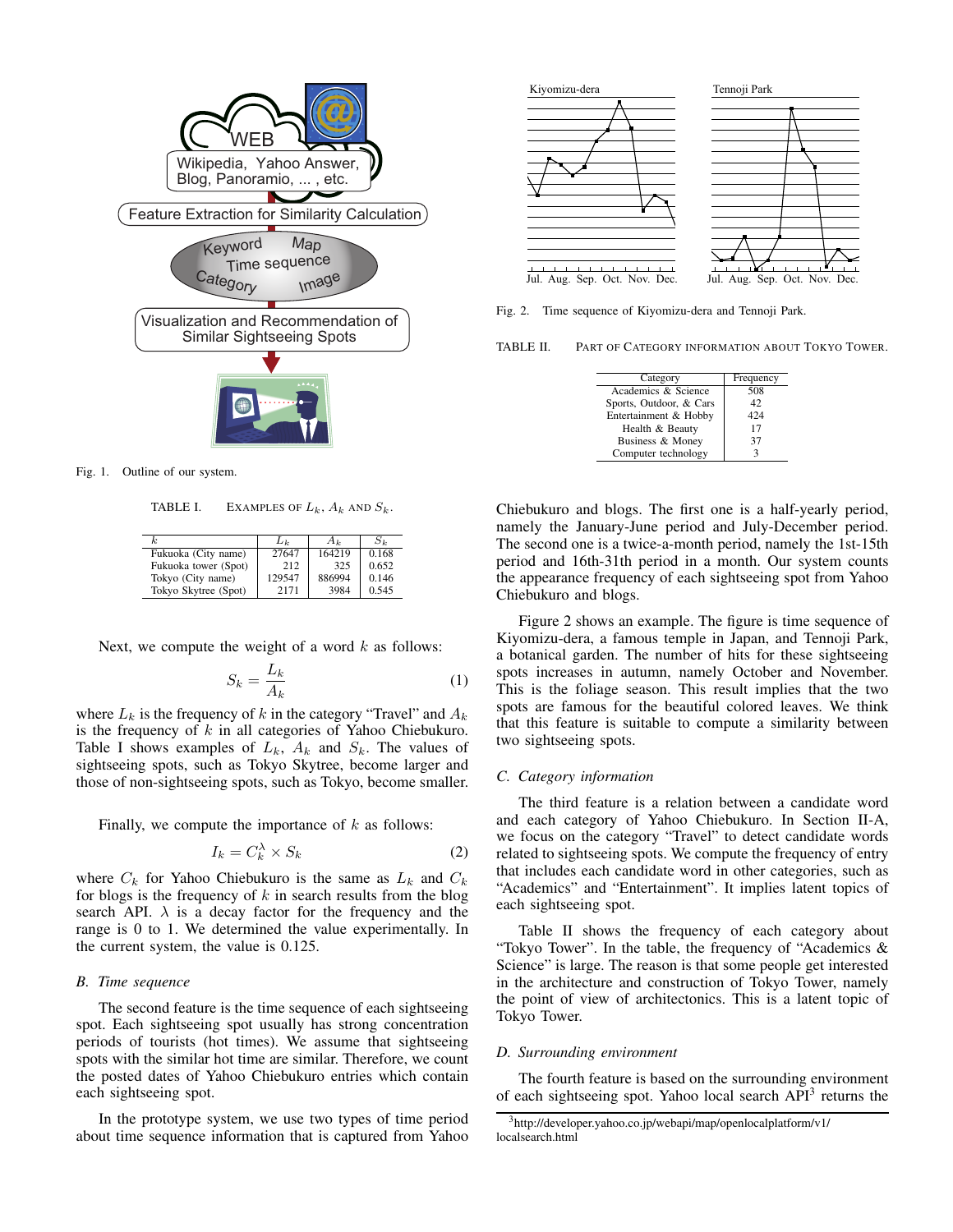Fig. 1. Outline of our system.

TABLE I. EXAMPLES OF $L_k$, $A_k$ AND $S_k$.

| $k$ | $L_k$ | $A_k$ | $S_k$ |
|---|---|---|---|
| Fukuoka (City name) | 27647 | 164219 | 0.168 |
| Fukuoka tower (Spot) | 212 | 325 | 0.652 |
| Tokyo (City name) | 129547 | 886994 | 0.146 |
| Tokyo Skytree (Spot) | 2171 | 3984 | 0.545 |

Next, we compute the weight of a word $k$ as follows:

$$S_k = \frac{L_k}{A_k} \tag{1}$$

where $L_k$ is the frequency of $k$ in the category "Travel" and $A_k$ is the frequency of $k$ in all categories of Yahoo Chiebukuro. Table I shows examples of $L_k$, $A_k$ and $S_k$. The values of sightseeing spots, such as Tokyo Skytree, become larger and those of non-sightseeing spots, such as Tokyo, become smaller.

Finally, we compute the importance of $k$ as follows:

$$I_k = C_k^{\lambda} \times S_k \tag{2}$$

where $C_k$ for Yahoo Chiebukuro is the same as $L_k$ and $C_k$ for blogs is the frequency of $k$ in search results from the blog search API. $\lambda$ is a decay factor for the frequency and the range is 0 to 1. We determined the value experimentally. In the current system, the value is 0.125.

### B. Time sequence

The second feature is the time sequence of each sightseeing spot. Each sightseeing spot usually has strong concentration periods of tourists (hot times). We assume that sightseeing spots with the similar hot time are similar. Therefore, we count the posted dates of Yahoo Chiebukuro entries which contain each sightseeing spot.

In the prototype system, we use two types of time period about time sequence information that is captured from Yahoo Chiebukuro and blogs. The first one is a half-yearly period, namely the January-June period and July-December period. The second one is a twice-a-month period, namely the 1st-15th period and 16th-31th period in a month. Our system counts the appearance frequency of each sightseeing spot from Yahoo Chiebukuro and blogs.

Fig. 2. Time sequence of Kiyomizu-dera and Tennoji Park.

Figure 2 shows an example. The figure is time sequence of Kiyomizu-dera, a famous temple in Japan, and Tennoji Park, a botanical garden. The number of hits for these sightseeing spots increases in autumn, namely October and November. This is the foliage season. This result implies that the two spots are famous for the beautiful colored leaves. We think that this feature is suitable to compute a similarity between two sightseeing spots.

TABLE II. PART OF CATEGORY INFORMATION ABOUT TOKYO TOWER.

| Category | Frequency |
|---|---|
| Academics & Science | 508 |
| Sports, Outdoor, & Cars | 42 |
| Entertainment & Hobby | 424 |
| Health & Beauty | 17 |
| Business & Money | 37 |
| Computer technology | 3 |

### C. Category information

The third feature is a relation between a candidate word and each category of Yahoo Chiebukuro. In Section II-A, we focus on the category "Travel" to detect candidate words related to sightseeing spots. We compute the frequency of entry that includes each candidate word in other categories, such as "Academics" and "Entertainment". It implies latent topics of each sightseeing spot.

Table II shows the frequency of each category about "Tokyo Tower". In the table, the frequency of "Academics & Science" is large. The reason is that some people get interested in the architecture and construction of Tokyo Tower, namely the point of view of architectonics. This is a latent topic of Tokyo Tower.

### D. Surrounding environment

The fourth feature is based on the surrounding environment of each sightseeing spot. Yahoo local search API[3] returns the

[3]http://developer.yahoo.co.jp/webapi/map/openlocalplatform/v1/localsearch.html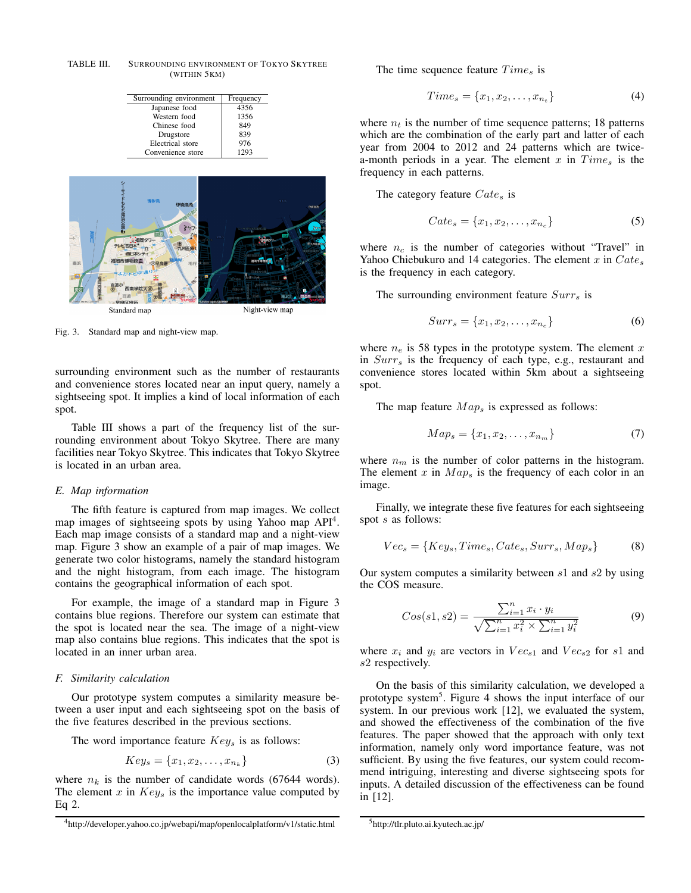TABLE III. Surrounding environment of Tokyo Skytree (within 5km)

| Surrounding environment | Frequency |
|---|---|
| Japanese food | 4356 |
| Western food | 1356 |
| Chinese food | 849 |
| Drugstore | 839 |
| Electrical store | 976 |
| Convenience store | 1293 |

Fig. 3. Standard map and night-view map.

surrounding environment such as the number of restaurants and convenience stores located near an input query, namely a sightseeing spot. It implies a kind of local information of each spot.

Table III shows a part of the frequency list of the surrounding environment about Tokyo Skytree. There are many facilities near Tokyo Skytree. This indicates that Tokyo Skytree is located in an urban area.

### E. Map information

The fifth feature is captured from map images. We collect map images of sightseeing spots by using Yahoo map API[4]. Each map image consists of a standard map and a night-view map. Figure 3 show an example of a pair of map images. We generate two color histograms, namely the standard histogram and the night histogram, from each image. The histogram contains the geographical information of each spot.

For example, the image of a standard map in Figure 3 contains blue regions. Therefore our system can estimate that the spot is located near the sea. The image of a night-view map also contains blue regions. This indicates that the spot is located in an inner urban area.

### F. Similarity calculation

Our prototype system computes a similarity measure between a user input and each sightseeing spot on the basis of the five features described in the previous sections.

The word importance feature $Key_s$ is as follows:

$$Key_s = \{x_1, x_2, \ldots, x_{n_k}\} \tag{3}$$

where $n_k$ is the number of candidate words (67644 words). The element $x$ in $Key_s$ is the importance value computed by Eq 2.

[4]http://developer.yahoo.co.jp/webapi/map/openlocalplatform/v1/static.html

The time sequence feature $Time_s$ is

$$Time_s = \{x_1, x_2, \ldots, x_{n_t}\} \tag{4}$$

where $n_t$ is the number of time sequence patterns; 18 patterns which are the combination of the early part and latter of each year from 2004 to 2012 and 24 patterns which are twice-a-month periods in a year. The element $x$ in $Time_s$ is the frequency in each patterns.

The category feature $Cate_s$ is

$$Cate_s = \{x_1, x_2, \ldots, x_{n_c}\} \tag{5}$$

where $n_c$ is the number of categories without "Travel" in Yahoo Chiebukuro and 14 categories. The element $x$ in $Cate_s$ is the frequency in each category.

The surrounding environment feature $Surr_s$ is

$$Surr_s = \{x_1, x_2, \ldots, x_{n_e}\} \tag{6}$$

where $n_e$ is 58 types in the prototype system. The element $x$ in $Surr_s$ is the frequency of each type, e.g., restaurant and convenience stores located within 5km about a sightseeing spot.

The map feature $Map_s$ is expressed as follows:

$$Map_s = \{x_1, x_2, \ldots, x_{n_m}\} \tag{7}$$

where $n_m$ is the number of color patterns in the histogram. The element $x$ in $Map_s$ is the frequency of each color in an image.

Finally, we integrate these five features for each sightseeing spot $s$ as follows:

$$Vec_s = \{Key_s, Time_s, Cate_s, Surr_s, Map_s\} \tag{8}$$

Our system computes a similarity between $s1$ and $s2$ by using the COS measure.

$$Cos(s1, s2) = \frac{\sum_{i=1}^{n} x_i \cdot y_i}{\sqrt{\sum_{i=1}^{n} x_i^2 \times \sum_{i=1}^{n} y_i^2}} \tag{9}$$

where $x_i$ and $y_i$ are vectors in $Vec_{s1}$ and $Vec_{s2}$ for $s1$ and $s2$ respectively.

On the basis of this similarity calculation, we developed a prototype system[5]. Figure 4 shows the input interface of our system. In our previous work [12], we evaluated the system, and showed the effectiveness of the combination of the five features. The paper showed that the approach with only text information, namely only word importance feature, was not sufficient. By using the five features, our system could recommend intriguing, interesting and diverse sightseeing spots for inputs. A detailed discussion of the effectiveness can be found in [12].

[5]http://tlr.pluto.ai.kyutech.ac.jp/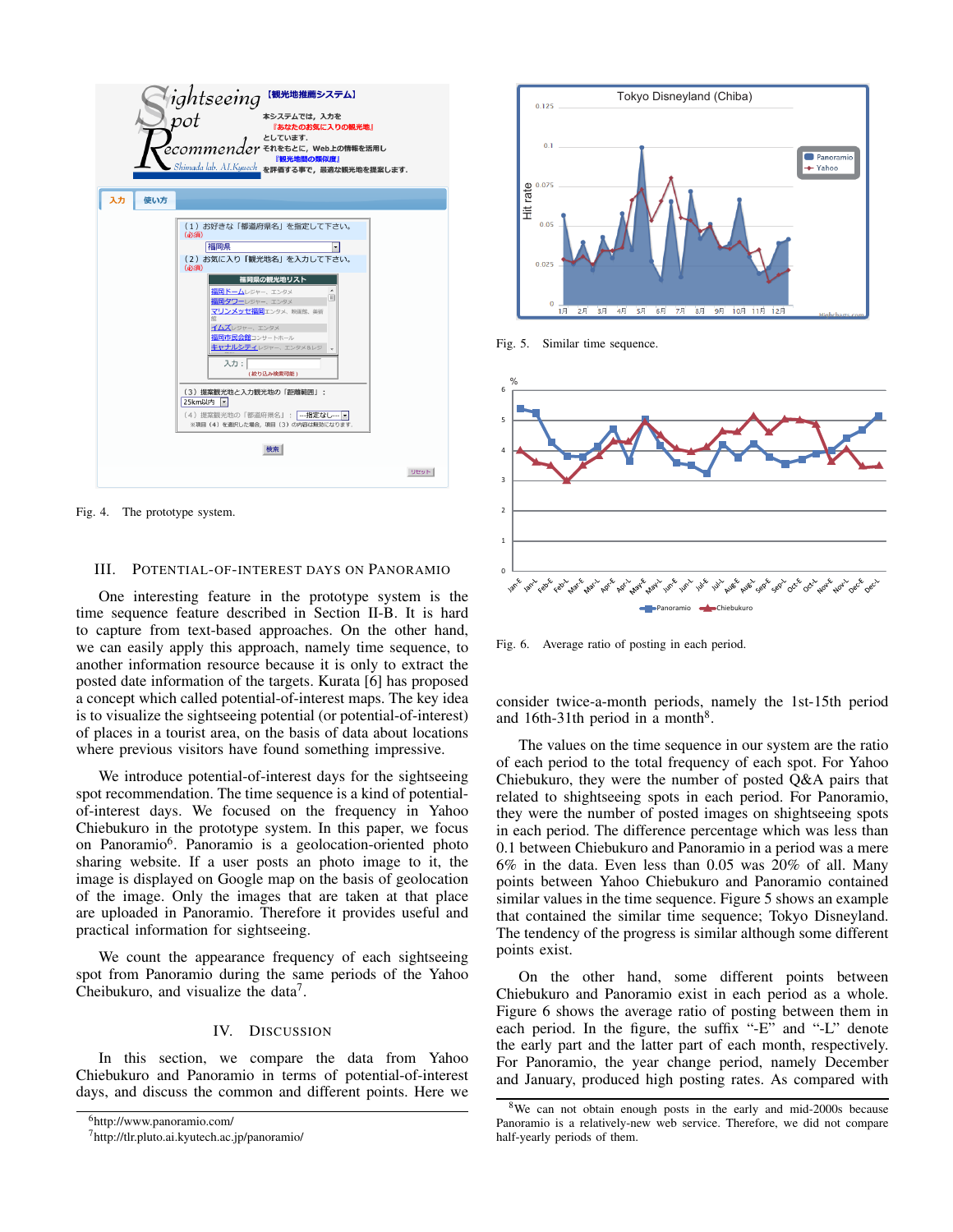Fig. 4. The prototype system.

## III. Potential-of-Interest Days on Panoramio

One interesting feature in the prototype system is the time sequence feature described in Section II-B. It is hard to capture from text-based approaches. On the other hand, we can easily apply this approach, namely time sequence, to another information resource because it is only to extract the posted date information of the targets. Kurata [6] has proposed a concept which called potential-of-interest maps. The key idea is to visualize the sightseeing potential (or potential-of-interest) of places in a tourist area, on the basis of data about locations where previous visitors have found something impressive.

We introduce potential-of-interest days for the sightseeing spot recommendation. The time sequence is a kind of potential-of-interest days. We focused on the frequency in Yahoo Chiebukuro in the prototype system. In this paper, we focus on Panoramio[6]. Panoramio is a geolocation-oriented photo sharing website. If a user posts an photo image to it, the image is displayed on Google map on the basis of geolocation of the image. Only the images that are taken at that place are uploaded in Panoramio. Therefore it provides useful and practical information for sightseeing.

We count the appearance frequency of each sightseeing spot from Panoramio during the same periods of the Yahoo Cheibukuro, and visualize the data[7].

## IV. Discussion

In this section, we compare the data from Yahoo Chiebukuro and Panoramio in terms of potential-of-interest days, and discuss the common and different points. Here we consider twice-a-month periods, namely the 1st-15th period and 16th-31th period in a month[8].

[6]http://www.panoramio.com/

[7]http://tlr.pluto.ai.kyutech.ac.jp/panoramio/

Fig. 5. Similar time sequence.

Fig. 6. Average ratio of posting in each period.

The values on the time sequence in our system are the ratio of each period to the total frequency of each spot. For Yahoo Chiebukuro, they were the number of posted Q&A pairs that related to shightseeing spots in each period. For Panoramio, they were the number of posted images on shightseeing spots in each period. The difference percentage which was less than 0.1 between Chiebukuro and Panoramio in a period was a mere 6% in the data. Even less than 0.05 was 20% of all. Many points between Yahoo Chiebukuro and Panoramio contained similar values in the time sequence. Figure 5 shows an example that contained the similar time sequence; Tokyo Disneyland. The tendency of the progress is similar although some different points exist.

On the other hand, some different points between Chiebukuro and Panoramio exist in each period as a whole. Figure 6 shows the average ratio of posting between them in each period. In the figure, the suffix "-E" and "-L" denote the early part and the latter part of each month, respectively. For Panoramio, the year change period, namely December and January, produced high posting rates. As compared with

[8]We can not obtain enough posts in the early and mid-2000s because Panoramio is a relatively-new web service. Therefore, we did not compare half-yearly periods of them.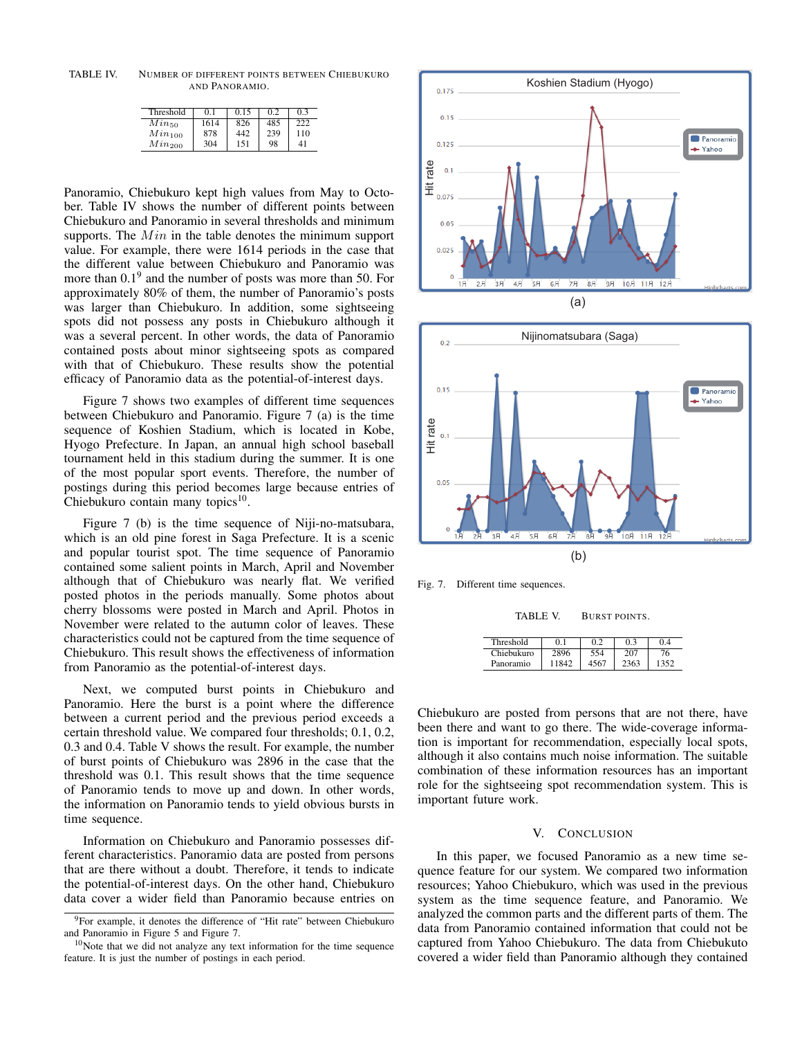TABLE IV. NUMBER OF DIFFERENT POINTS BETWEEN CHIEBUKURO AND PANORAMIO.

| Threshold | 0.1 | 0.15 | 0.2 | 0.3 |
|---|---|---|---|---|
| $Min_{50}$ | 1614 | 826 | 485 | 222 |
| $Min_{100}$ | 878 | 442 | 239 | 110 |
| $Min_{200}$ | 304 | 151 | 98 | 41 |

Panoramio, Chiebukuro kept high values from May to October. Table IV shows the number of different points between Chiebukuro and Panoramio in several thresholds and minimum supports. The $Min$ in the table denotes the minimum support value. For example, there were 1614 periods in the case that the different value between Chiebukuro and Panoramio was more than 0.1[9] and the number of posts was more than 50. For approximately 80% of them, the number of Panoramio's posts was larger than Chiebukuro. In addition, some sightseeing spots did not possess any posts in Chiebukuro although it was a several percent. In other words, the data of Panoramio contained posts about minor sightseeing spots as compared with that of Chiebukuro. These results show the potential efficacy of Panoramio data as the potential-of-interest days.

Figure 7 shows two examples of different time sequences between Chiebukuro and Panoramio. Figure 7 (a) is the time sequence of Koshien Stadium, which is located in Kobe, Hyogo Prefecture. In Japan, an annual high school baseball tournament held in this stadium during the summer. It is one of the most popular sport events. Therefore, the number of postings during this period becomes large because entries of Chiebukuro contain many topics[10].

Figure 7 (b) is the time sequence of Niji-no-matsubara, which is an old pine forest in Saga Prefecture. It is a scenic and popular tourist spot. The time sequence of Panoramio contained some salient points in March, April and November although that of Chiebukuro was nearly flat. We verified posted photos in the periods manually. Some photos about cherry blossoms were posted in March and April. Photos in November were related to the autumn color of leaves. These characteristics could not be captured from the time sequence of Chiebukuro. This result shows the effectiveness of information from Panoramio as the potential-of-interest days.

Next, we computed burst points in Chiebukuro and Panoramio. Here the burst is a point where the difference between a current period and the previous period exceeds a certain threshold value. We compared four thresholds; 0.1, 0.2, 0.3 and 0.4. Table V shows the result. For example, the number of burst points of Chiebukuro was 2896 in the case that the threshold was 0.1. This result shows that the time sequence of Panoramio tends to move up and down. In other words, the information on Panoramio tends to yield obvious bursts in time sequence.

Information on Chiebukuro and Panoramio possesses different characteristics. Panoramio data are posted from persons that are there without a doubt. Therefore, it tends to indicate the potential-of-interest days. On the other hand, Chiebukuro data cover a wider field than Panoramio because entries on Chiebukuro are posted from persons that are not there, have been there and want to go there. The wide-coverage information is important for recommendation, especially local spots, although it also contains much noise information. The suitable combination of these information resources has an important role for the sightseeing spot recommendation system. This is important future work.

[9] For example, it denotes the difference of "Hit rate" between Chiebukuro and Panoramio in Figure 5 and Figure 7.

[10] Note that we did not analyze any text information for the time sequence feature. It is just the number of postings in each period.

Fig. 7. Different time sequences.

TABLE V. BURST POINTS.

| Threshold | 0.1 | 0.2 | 0.3 | 0.4 |
|---|---|---|---|---|
| Chiebukuro | 2896 | 554 | 207 | 76 |
| Panoramio | 11842 | 4567 | 2363 | 1352 |

## V. CONCLUSION

In this paper, we focused Panoramio as a new time sequence feature for our system. We compared two information resources; Yahoo Chiebukuro, which was used in the previous system as the time sequence feature, and Panoramio. We analyzed the common parts and the different parts of them. The data from Panoramio contained information that could not be captured from Yahoo Chiebukuro. The data from Chiebukuto covered a wider field than Panoramio although they contained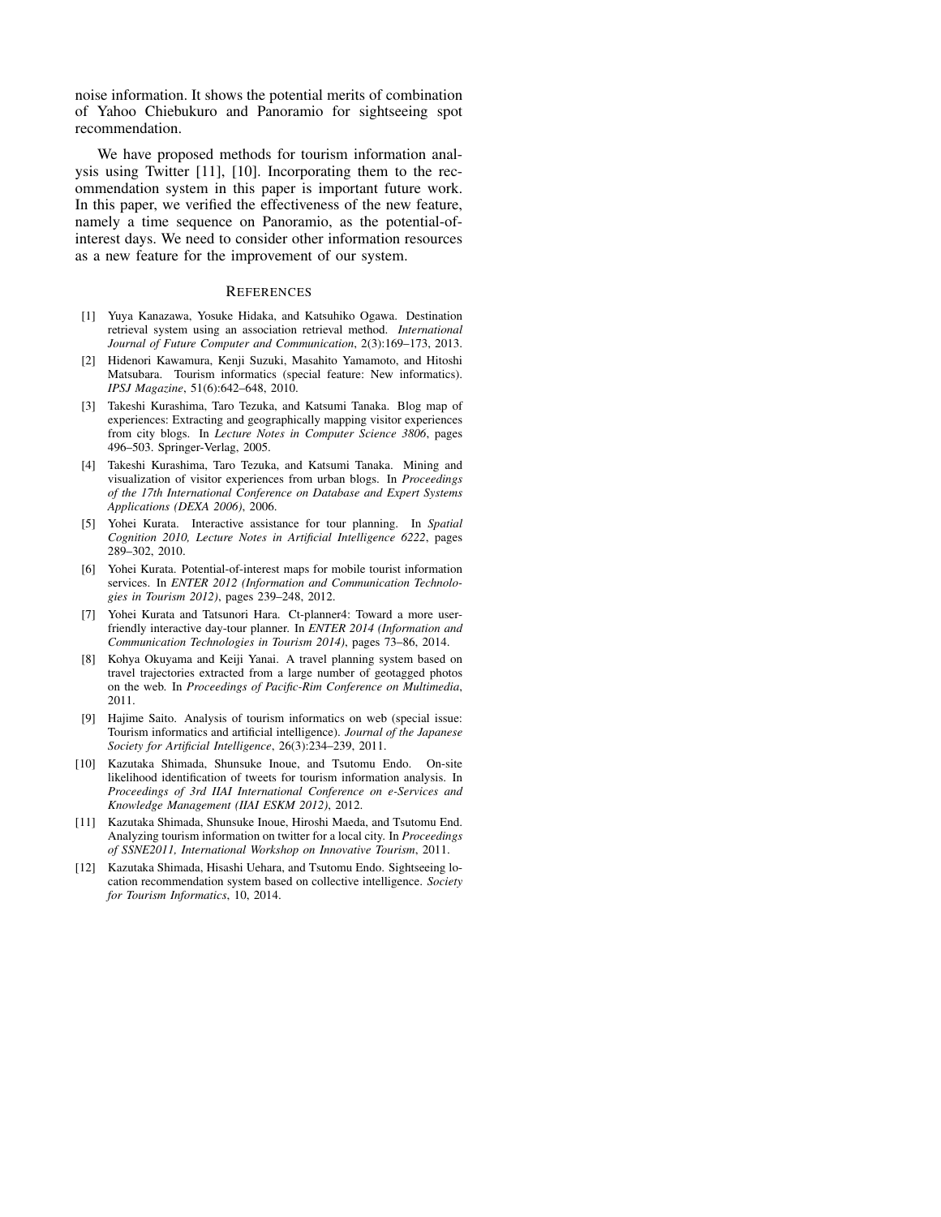noise information. It shows the potential merits of combination of Yahoo Chiebukuro and Panoramio for sightseeing spot recommendation.

We have proposed methods for tourism information analysis using Twitter [11], [10]. Incorporating them to the recommendation system in this paper is important future work. In this paper, we verified the effectiveness of the new feature, namely a time sequence on Panoramio, as the potential-of-interest days. We need to consider other information resources as a new feature for the improvement of our system.

## REFERENCES

[1] Yuya Kanazawa, Yosuke Hidaka, and Katsuhiko Ogawa. Destination retrieval system using an association retrieval method. *International Journal of Future Computer and Communication*, 2(3):169–173, 2013.

[2] Hidenori Kawamura, Kenji Suzuki, Masahito Yamamoto, and Hitoshi Matsubara. Tourism informatics (special feature: New informatics). *IPSJ Magazine*, 51(6):642–648, 2010.

[3] Takeshi Kurashima, Taro Tezuka, and Katsumi Tanaka. Blog map of experiences: Extracting and geographically mapping visitor experiences from city blogs. In *Lecture Notes in Computer Science 3806*, pages 496–503. Springer-Verlag, 2005.

[4] Takeshi Kurashima, Taro Tezuka, and Katsumi Tanaka. Mining and visualization of visitor experiences from urban blogs. In *Proceedings of the 17th International Conference on Database and Expert Systems Applications (DEXA 2006)*, 2006.

[5] Yohei Kurata. Interactive assistance for tour planning. In *Spatial Cognition 2010, Lecture Notes in Artificial Intelligence 6222*, pages 289–302, 2010.

[6] Yohei Kurata. Potential-of-interest maps for mobile tourist information services. In *ENTER 2012 (Information and Communication Technologies in Tourism 2012)*, pages 239–248, 2012.

[7] Yohei Kurata and Tatsunori Hara. Ct-planner4: Toward a more user-friendly interactive day-tour planner. In *ENTER 2014 (Information and Communication Technologies in Tourism 2014)*, pages 73–86, 2014.

[8] Kohya Okuyama and Keiji Yanai. A travel planning system based on travel trajectories extracted from a large number of geotagged photos on the web. In *Proceedings of Pacific-Rim Conference on Multimedia*, 2011.

[9] Hajime Saito. Analysis of tourism informatics on web (special issue: Tourism informatics and artificial intelligence). *Journal of the Japanese Society for Artificial Intelligence*, 26(3):234–239, 2011.

[10] Kazutaka Shimada, Shunsuke Inoue, and Tsutomu Endo. On-site likelihood identification of tweets for tourism information analysis. In *Proceedings of 3rd IIAI International Conference on e-Services and Knowledge Management (IIAI ESKM 2012)*, 2012.

[11] Kazutaka Shimada, Shunsuke Inoue, Hiroshi Maeda, and Tsutomu End. Analyzing tourism information on twitter for a local city. In *Proceedings of SSNE2011, International Workshop on Innovative Tourism*, 2011.

[12] Kazutaka Shimada, Hisashi Uehara, and Tsutomu Endo. Sightseeing location recommendation system based on collective intelligence. *Society for Tourism Informatics*, 10, 2014.